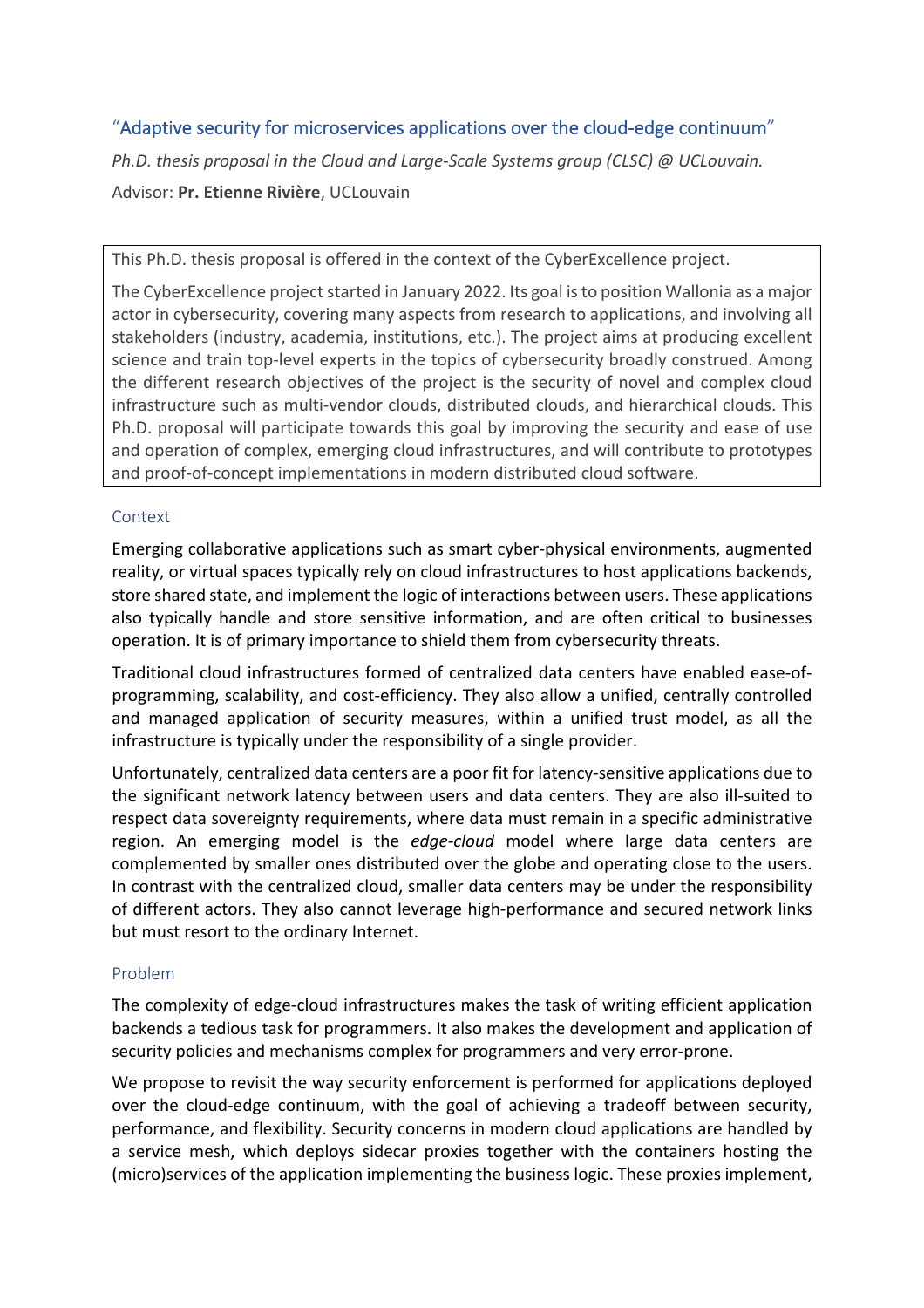# "Adaptive security for microservices applications over the cloud-edge continuum"

*Ph.D. thesis proposal in the Cloud and Large-Scale Systems group (CLSC) @ UCLouvain.*

Advisor: **Pr. Etienne Rivière**, UCLouvain

> This Ph.D. thesis proposal is offered in the context of the CyberExcellence project.
>
> The CyberExcellence project started in January 2022. Its goal is to position Wallonia as a major actor in cybersecurity, covering many aspects from research to applications, and involving all stakeholders (industry, academia, institutions, etc.). The project aims at producing excellent science and train top-level experts in the topics of cybersecurity broadly construed. Among the different research objectives of the project is the security of novel and complex cloud infrastructure such as multi-vendor clouds, distributed clouds, and hierarchical clouds. This Ph.D. proposal will participate towards this goal by improving the security and ease of use and operation of complex, emerging cloud infrastructures, and will contribute to prototypes and proof-of-concept implementations in modern distributed cloud software.

## Context

Emerging collaborative applications such as smart cyber-physical environments, augmented reality, or virtual spaces typically rely on cloud infrastructures to host applications backends, store shared state, and implement the logic of interactions between users. These applications also typically handle and store sensitive information, and are often critical to businesses operation. It is of primary importance to shield them from cybersecurity threats.

Traditional cloud infrastructures formed of centralized data centers have enabled ease-of-programming, scalability, and cost-efficiency. They also allow a unified, centrally controlled and managed application of security measures, within a unified trust model, as all the infrastructure is typically under the responsibility of a single provider.

Unfortunately, centralized data centers are a poor fit for latency-sensitive applications due to the significant network latency between users and data centers. They are also ill-suited to respect data sovereignty requirements, where data must remain in a specific administrative region. An emerging model is the *edge-cloud* model where large data centers are complemented by smaller ones distributed over the globe and operating close to the users. In contrast with the centralized cloud, smaller data centers may be under the responsibility of different actors. They also cannot leverage high-performance and secured network links but must resort to the ordinary Internet.

## Problem

The complexity of edge-cloud infrastructures makes the task of writing efficient application backends a tedious task for programmers. It also makes the development and application of security policies and mechanisms complex for programmers and very error-prone.

We propose to revisit the way security enforcement is performed for applications deployed over the cloud-edge continuum, with the goal of achieving a tradeoff between security, performance, and flexibility. Security concerns in modern cloud applications are handled by a service mesh, which deploys sidecar proxies together with the containers hosting the (micro)services of the application implementing the business logic. These proxies implement,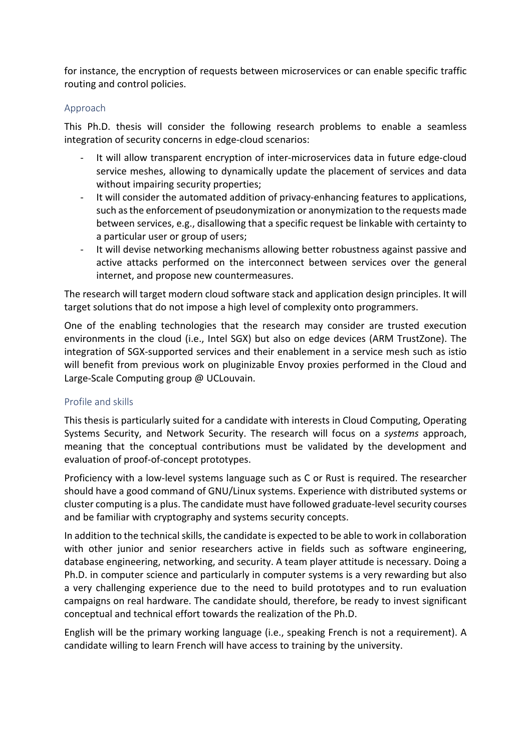for instance, the encryption of requests between microservices or can enable specific traffic routing and control policies.

## Approach

This Ph.D. thesis will consider the following research problems to enable a seamless integration of security concerns in edge-cloud scenarios:

- It will allow transparent encryption of inter-microservices data in future edge-cloud service meshes, allowing to dynamically update the placement of services and data without impairing security properties;
- It will consider the automated addition of privacy-enhancing features to applications, such as the enforcement of pseudonymization or anonymization to the requests made between services, e.g., disallowing that a specific request be linkable with certainty to a particular user or group of users;
- It will devise networking mechanisms allowing better robustness against passive and active attacks performed on the interconnect between services over the general internet, and propose new countermeasures.

The research will target modern cloud software stack and application design principles. It will target solutions that do not impose a high level of complexity onto programmers.

One of the enabling technologies that the research may consider are trusted execution environments in the cloud (i.e., Intel SGX) but also on edge devices (ARM TrustZone). The integration of SGX-supported services and their enablement in a service mesh such as istio will benefit from previous work on pluginizable Envoy proxies performed in the Cloud and Large-Scale Computing group @ UCLouvain.

## Profile and skills

This thesis is particularly suited for a candidate with interests in Cloud Computing, Operating Systems Security, and Network Security. The research will focus on a *systems* approach, meaning that the conceptual contributions must be validated by the development and evaluation of proof-of-concept prototypes.

Proficiency with a low-level systems language such as C or Rust is required. The researcher should have a good command of GNU/Linux systems. Experience with distributed systems or cluster computing is a plus. The candidate must have followed graduate-level security courses and be familiar with cryptography and systems security concepts.

In addition to the technical skills, the candidate is expected to be able to work in collaboration with other junior and senior researchers active in fields such as software engineering, database engineering, networking, and security. A team player attitude is necessary. Doing a Ph.D. in computer science and particularly in computer systems is a very rewarding but also a very challenging experience due to the need to build prototypes and to run evaluation campaigns on real hardware. The candidate should, therefore, be ready to invest significant conceptual and technical effort towards the realization of the Ph.D.

English will be the primary working language (i.e., speaking French is not a requirement). A candidate willing to learn French will have access to training by the university.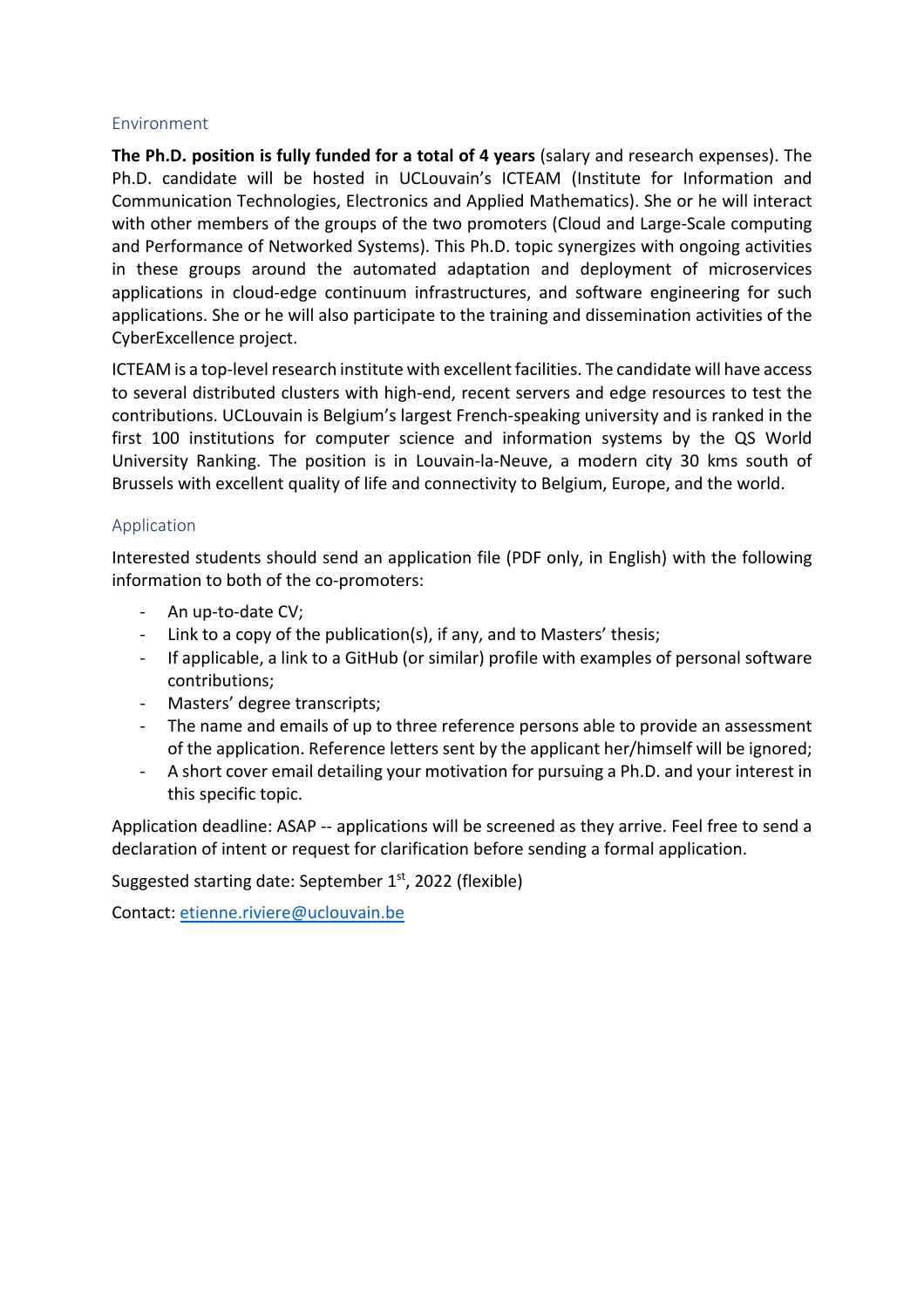## Environment

**The Ph.D. position is fully funded for a total of 4 years** (salary and research expenses). The Ph.D. candidate will be hosted in UCLouvain's ICTEAM (Institute for Information and Communication Technologies, Electronics and Applied Mathematics). She or he will interact with other members of the groups of the two promoters (Cloud and Large-Scale computing and Performance of Networked Systems). This Ph.D. topic synergizes with ongoing activities in these groups around the automated adaptation and deployment of microservices applications in cloud-edge continuum infrastructures, and software engineering for such applications. She or he will also participate to the training and dissemination activities of the CyberExcellence project.

ICTEAM is a top-level research institute with excellent facilities. The candidate will have access to several distributed clusters with high-end, recent servers and edge resources to test the contributions. UCLouvain is Belgium's largest French-speaking university and is ranked in the first 100 institutions for computer science and information systems by the QS World University Ranking. The position is in Louvain-la-Neuve, a modern city 30 kms south of Brussels with excellent quality of life and connectivity to Belgium, Europe, and the world.

## Application

Interested students should send an application file (PDF only, in English) with the following information to both of the co-promoters:

- An up-to-date CV;
- Link to a copy of the publication(s), if any, and to Masters' thesis;
- If applicable, a link to a GitHub (or similar) profile with examples of personal software contributions;
- Masters' degree transcripts;
- The name and emails of up to three reference persons able to provide an assessment of the application. Reference letters sent by the applicant her/himself will be ignored;
- A short cover email detailing your motivation for pursuing a Ph.D. and your interest in this specific topic.

Application deadline: ASAP -- applications will be screened as they arrive. Feel free to send a declaration of intent or request for clarification before sending a formal application.

Suggested starting date: September 1st, 2022 (flexible)

Contact: etienne.riviere@uclouvain.be